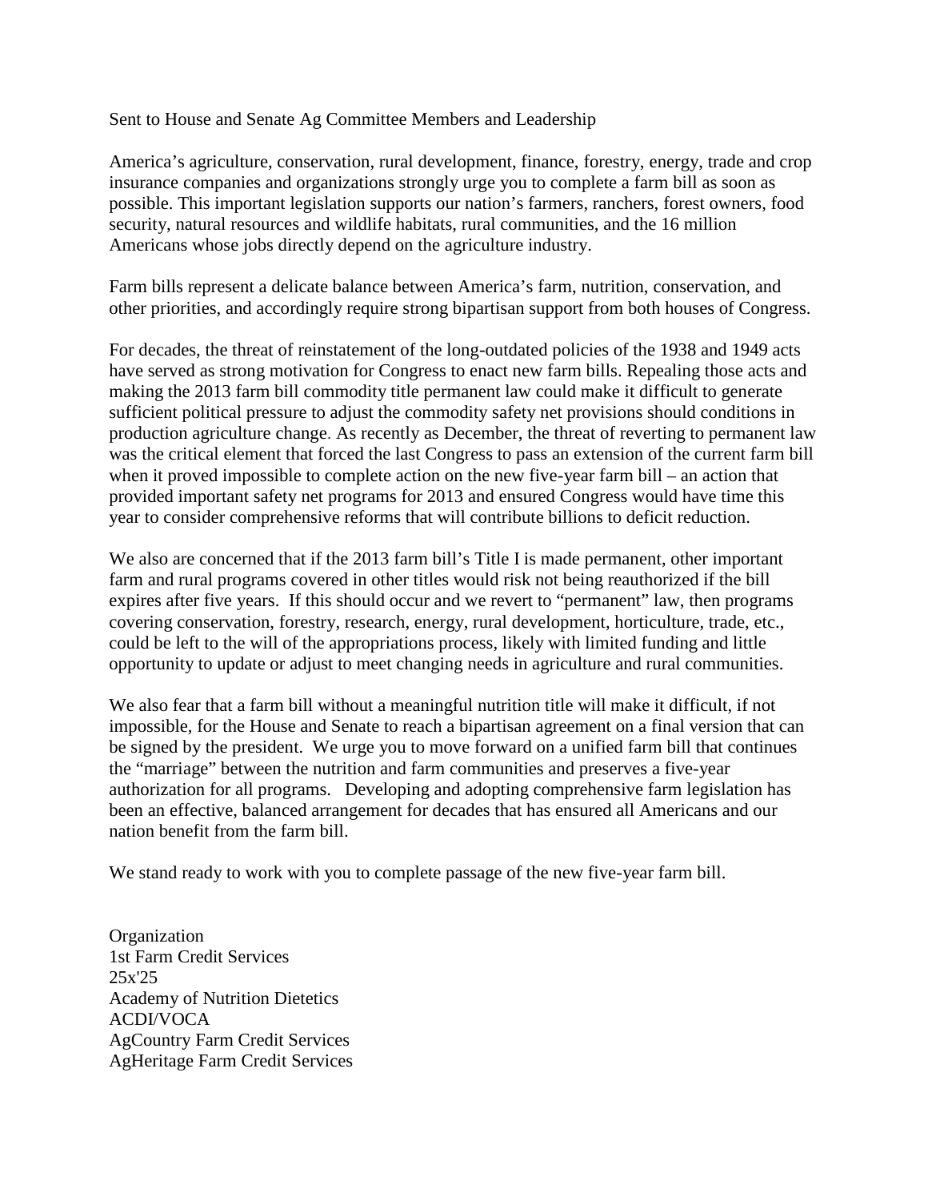Sent to House and Senate Ag Committee Members and Leadership

America's agriculture, conservation, rural development, finance, forestry, energy, trade and crop insurance companies and organizations strongly urge you to complete a farm bill as soon as possible. This important legislation supports our nation's farmers, ranchers, forest owners, food security, natural resources and wildlife habitats, rural communities, and the 16 million Americans whose jobs directly depend on the agriculture industry.

Farm bills represent a delicate balance between America's farm, nutrition, conservation, and other priorities, and accordingly require strong bipartisan support from both houses of Congress.

For decades, the threat of reinstatement of the long-outdated policies of the 1938 and 1949 acts have served as strong motivation for Congress to enact new farm bills. Repealing those acts and making the 2013 farm bill commodity title permanent law could make it difficult to generate sufficient political pressure to adjust the commodity safety net provisions should conditions in production agriculture change. As recently as December, the threat of reverting to permanent law was the critical element that forced the last Congress to pass an extension of the current farm bill when it proved impossible to complete action on the new five-year farm bill – an action that provided important safety net programs for 2013 and ensured Congress would have time this year to consider comprehensive reforms that will contribute billions to deficit reduction.

We also are concerned that if the 2013 farm bill's Title I is made permanent, other important farm and rural programs covered in other titles would risk not being reauthorized if the bill expires after five years. If this should occur and we revert to "permanent" law, then programs covering conservation, forestry, research, energy, rural development, horticulture, trade, etc., could be left to the will of the appropriations process, likely with limited funding and little opportunity to update or adjust to meet changing needs in agriculture and rural communities.

We also fear that a farm bill without a meaningful nutrition title will make it difficult, if not impossible, for the House and Senate to reach a bipartisan agreement on a final version that can be signed by the president. We urge you to move forward on a unified farm bill that continues the "marriage" between the nutrition and farm communities and preserves a five-year authorization for all programs. Developing and adopting comprehensive farm legislation has been an effective, balanced arrangement for decades that has ensured all Americans and our nation benefit from the farm bill.

We stand ready to work with you to complete passage of the new five-year farm bill.

Organization
1st Farm Credit Services
25x'25
Academy of Nutrition Dietetics
ACDI/VOCA
AgCountry Farm Credit Services
AgHeritage Farm Credit Services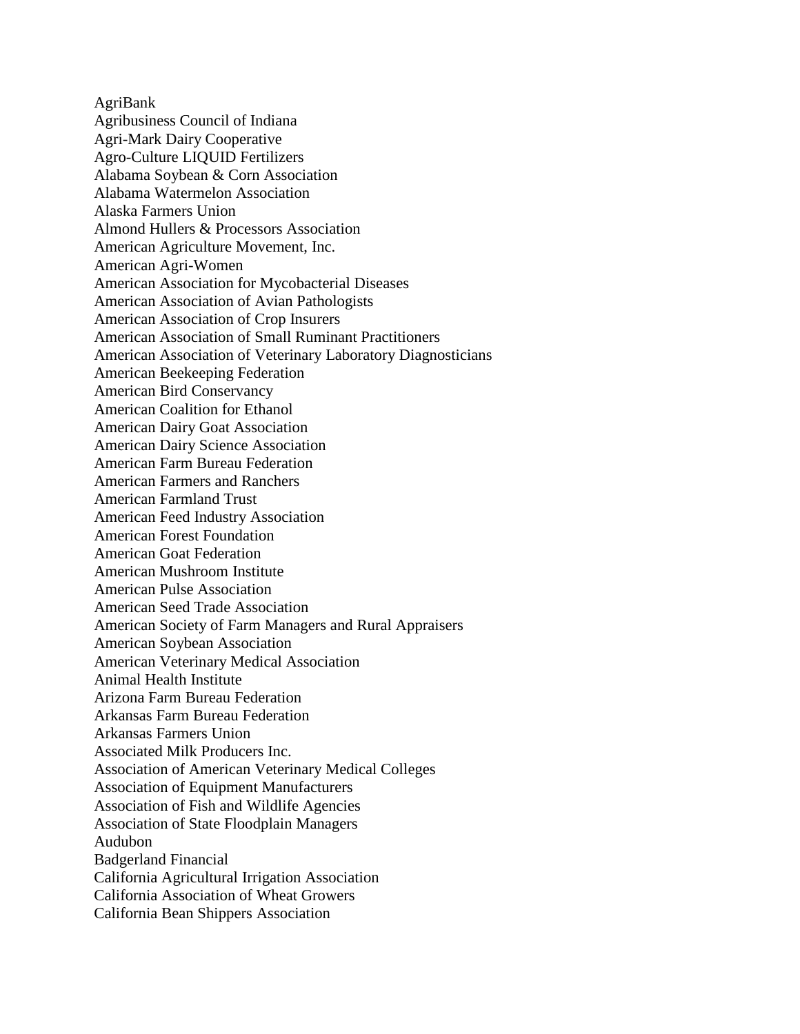AgriBank
Agribusiness Council of Indiana
Agri-Mark Dairy Cooperative
Agro-Culture LIQUID Fertilizers
Alabama Soybean & Corn Association
Alabama Watermelon Association
Alaska Farmers Union
Almond Hullers & Processors Association
American Agriculture Movement, Inc.
American Agri-Women
American Association for Mycobacterial Diseases
American Association of Avian Pathologists
American Association of Crop Insurers
American Association of Small Ruminant Practitioners
American Association of Veterinary Laboratory Diagnosticians
American Beekeeping Federation
American Bird Conservancy
American Coalition for Ethanol
American Dairy Goat Association
American Dairy Science Association
American Farm Bureau Federation
American Farmers and Ranchers
American Farmland Trust
American Feed Industry Association
American Forest Foundation
American Goat Federation
American Mushroom Institute
American Pulse Association
American Seed Trade Association
American Society of Farm Managers and Rural Appraisers
American Soybean Association
American Veterinary Medical Association
Animal Health Institute
Arizona Farm Bureau Federation
Arkansas Farm Bureau Federation
Arkansas Farmers Union
Associated Milk Producers Inc.
Association of American Veterinary Medical Colleges
Association of Equipment Manufacturers
Association of Fish and Wildlife Agencies
Association of State Floodplain Managers
Audubon
Badgerland Financial
California Agricultural Irrigation Association
California Association of Wheat Growers
California Bean Shippers Association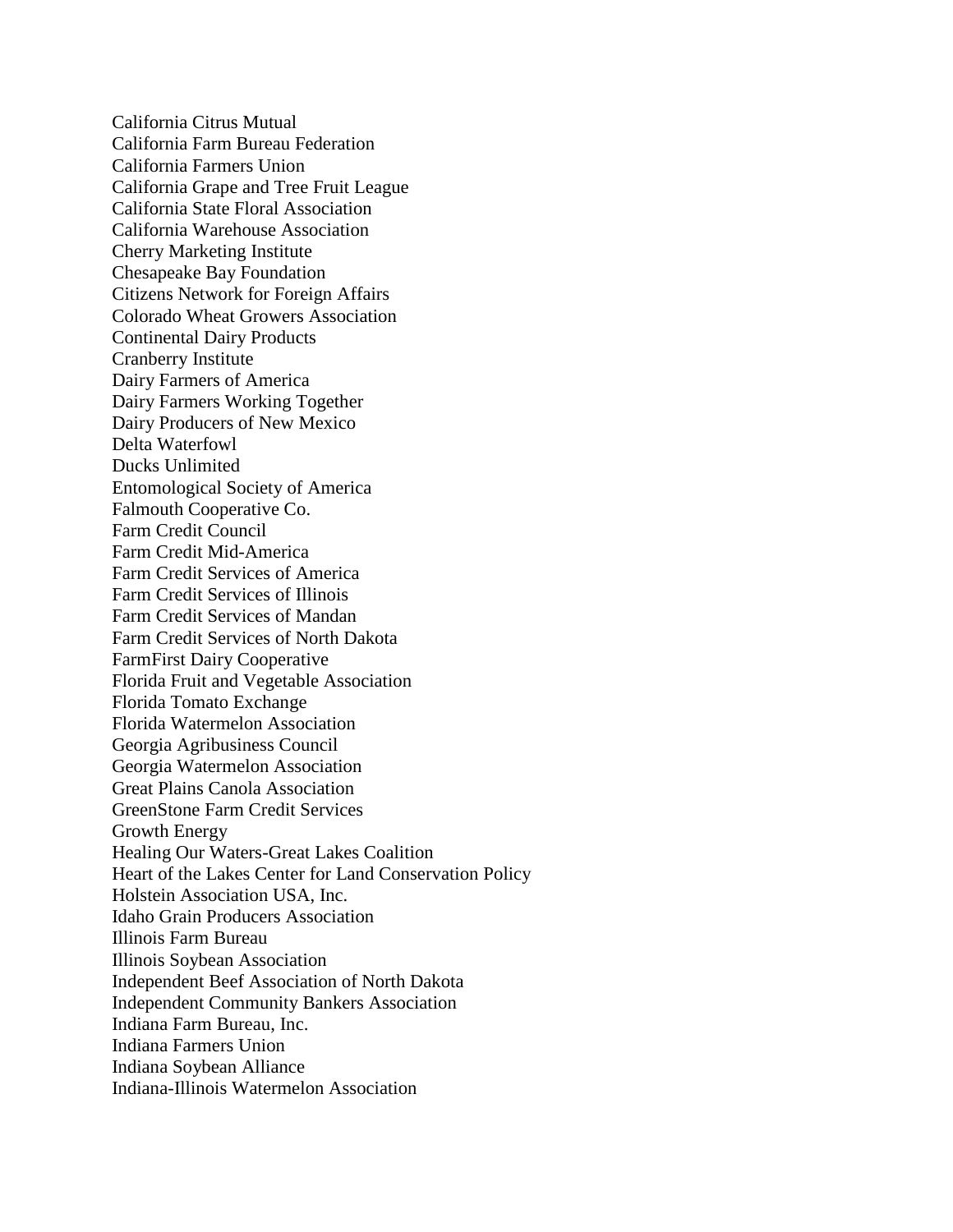California Citrus Mutual
California Farm Bureau Federation
California Farmers Union
California Grape and Tree Fruit League
California State Floral Association
California Warehouse Association
Cherry Marketing Institute
Chesapeake Bay Foundation
Citizens Network for Foreign Affairs
Colorado Wheat Growers Association
Continental Dairy Products
Cranberry Institute
Dairy Farmers of America
Dairy Farmers Working Together
Dairy Producers of New Mexico
Delta Waterfowl
Ducks Unlimited
Entomological Society of America
Falmouth Cooperative Co.
Farm Credit Council
Farm Credit Mid-America
Farm Credit Services of America
Farm Credit Services of Illinois
Farm Credit Services of Mandan
Farm Credit Services of North Dakota
FarmFirst Dairy Cooperative
Florida Fruit and Vegetable Association
Florida Tomato Exchange
Florida Watermelon Association
Georgia Agribusiness Council
Georgia Watermelon Association
Great Plains Canola Association
GreenStone Farm Credit Services
Growth Energy
Healing Our Waters-Great Lakes Coalition
Heart of the Lakes Center for Land Conservation Policy
Holstein Association USA, Inc.
Idaho Grain Producers Association
Illinois Farm Bureau
Illinois Soybean Association
Independent Beef Association of North Dakota
Independent Community Bankers Association
Indiana Farm Bureau, Inc.
Indiana Farmers Union
Indiana Soybean Alliance
Indiana-Illinois Watermelon Association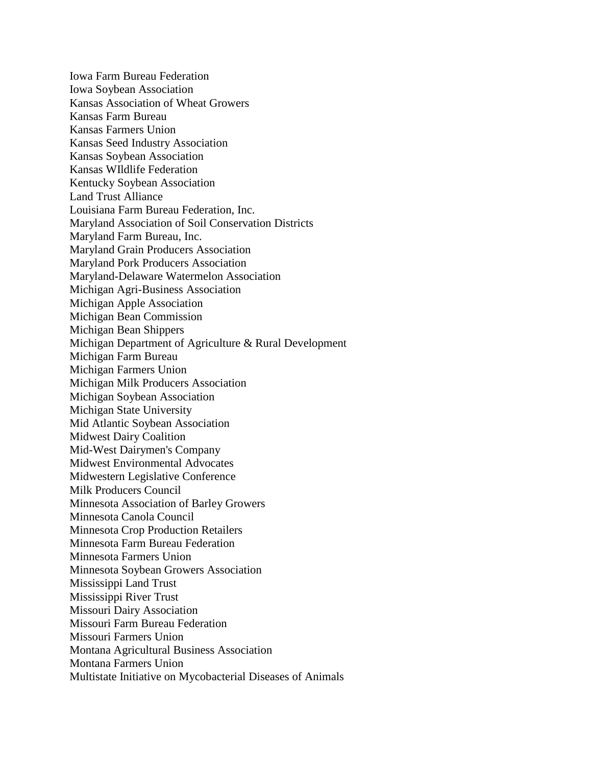Iowa Farm Bureau Federation
Iowa Soybean Association
Kansas Association of Wheat Growers
Kansas Farm Bureau
Kansas Farmers Union
Kansas Seed Industry Association
Kansas Soybean Association
Kansas WIldlife Federation
Kentucky Soybean Association
Land Trust Alliance
Louisiana Farm Bureau Federation, Inc.
Maryland Association of Soil Conservation Districts
Maryland Farm Bureau, Inc.
Maryland Grain Producers Association
Maryland Pork Producers Association
Maryland-Delaware Watermelon Association
Michigan Agri-Business Association
Michigan Apple Association
Michigan Bean Commission
Michigan Bean Shippers
Michigan Department of Agriculture & Rural Development
Michigan Farm Bureau
Michigan Farmers Union
Michigan Milk Producers Association
Michigan Soybean Association
Michigan State University
Mid Atlantic Soybean Association
Midwest Dairy Coalition
Mid-West Dairymen's Company
Midwest Environmental Advocates
Midwestern Legislative Conference
Milk Producers Council
Minnesota Association of Barley Growers
Minnesota Canola Council
Minnesota Crop Production Retailers
Minnesota Farm Bureau Federation
Minnesota Farmers Union
Minnesota Soybean Growers Association
Mississippi Land Trust
Mississippi River Trust
Missouri Dairy Association
Missouri Farm Bureau Federation
Missouri Farmers Union
Montana Agricultural Business Association
Montana Farmers Union
Multistate Initiative on Mycobacterial Diseases of Animals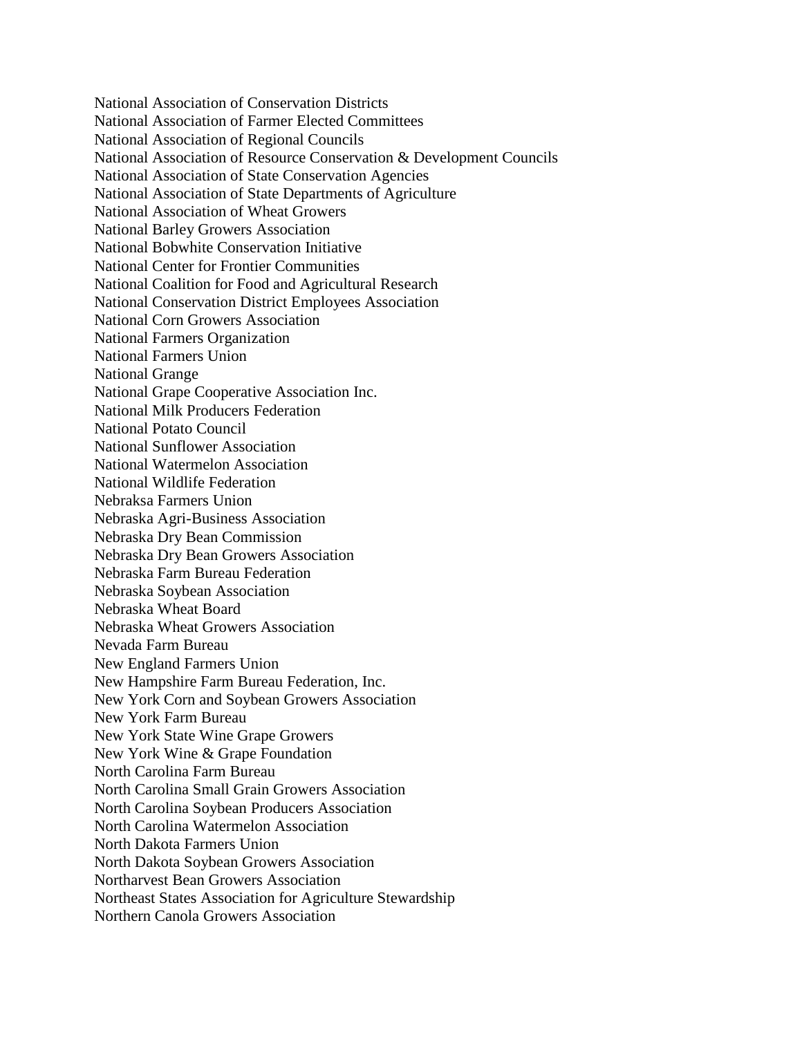National Association of Conservation Districts
National Association of Farmer Elected Committees
National Association of Regional Councils
National Association of Resource Conservation & Development Councils
National Association of State Conservation Agencies
National Association of State Departments of Agriculture
National Association of Wheat Growers
National Barley Growers Association
National Bobwhite Conservation Initiative
National Center for Frontier Communities
National Coalition for Food and Agricultural Research
National Conservation District Employees Association
National Corn Growers Association
National Farmers Organization
National Farmers Union
National Grange
National Grape Cooperative Association Inc.
National Milk Producers Federation
National Potato Council
National Sunflower Association
National Watermelon Association
National Wildlife Federation
Nebraksa Farmers Union
Nebraska Agri-Business Association
Nebraska Dry Bean Commission
Nebraska Dry Bean Growers Association
Nebraska Farm Bureau Federation
Nebraska Soybean Association
Nebraska Wheat Board
Nebraska Wheat Growers Association
Nevada Farm Bureau
New England Farmers Union
New Hampshire Farm Bureau Federation, Inc.
New York Corn and Soybean Growers Association
New York Farm Bureau
New York State Wine Grape Growers
New York Wine & Grape Foundation
North Carolina Farm Bureau
North Carolina Small Grain Growers Association
North Carolina Soybean Producers Association
North Carolina Watermelon Association
North Dakota Farmers Union
North Dakota Soybean Growers Association
Northarvest Bean Growers Association
Northeast States Association for Agriculture Stewardship
Northern Canola Growers Association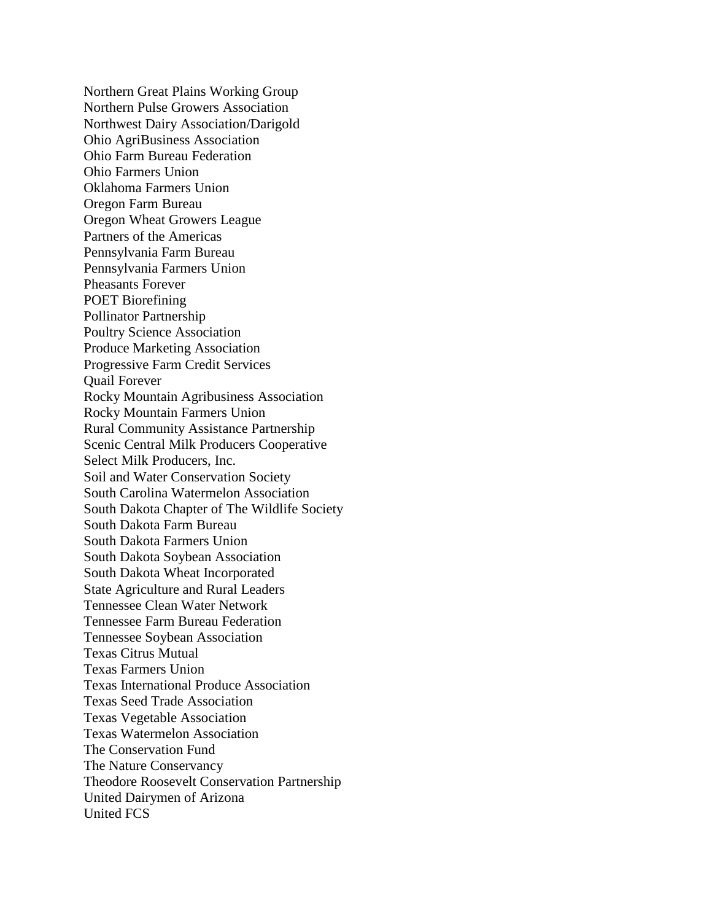Northern Great Plains Working Group
Northern Pulse Growers Association
Northwest Dairy Association/Darigold
Ohio AgriBusiness Association
Ohio Farm Bureau Federation
Ohio Farmers Union
Oklahoma Farmers Union
Oregon Farm Bureau
Oregon Wheat Growers League
Partners of the Americas
Pennsylvania Farm Bureau
Pennsylvania Farmers Union
Pheasants Forever
POET Biorefining
Pollinator Partnership
Poultry Science Association
Produce Marketing Association
Progressive Farm Credit Services
Quail Forever
Rocky Mountain Agribusiness Association
Rocky Mountain Farmers Union
Rural Community Assistance Partnership
Scenic Central Milk Producers Cooperative
Select Milk Producers, Inc.
Soil and Water Conservation Society
South Carolina Watermelon Association
South Dakota Chapter of The Wildlife Society
South Dakota Farm Bureau
South Dakota Farmers Union
South Dakota Soybean Association
South Dakota Wheat Incorporated
State Agriculture and Rural Leaders
Tennessee Clean Water Network
Tennessee Farm Bureau Federation
Tennessee Soybean Association
Texas Citrus Mutual
Texas Farmers Union
Texas International Produce Association
Texas Seed Trade Association
Texas Vegetable Association
Texas Watermelon Association
The Conservation Fund
The Nature Conservancy
Theodore Roosevelt Conservation Partnership
United Dairymen of Arizona
United FCS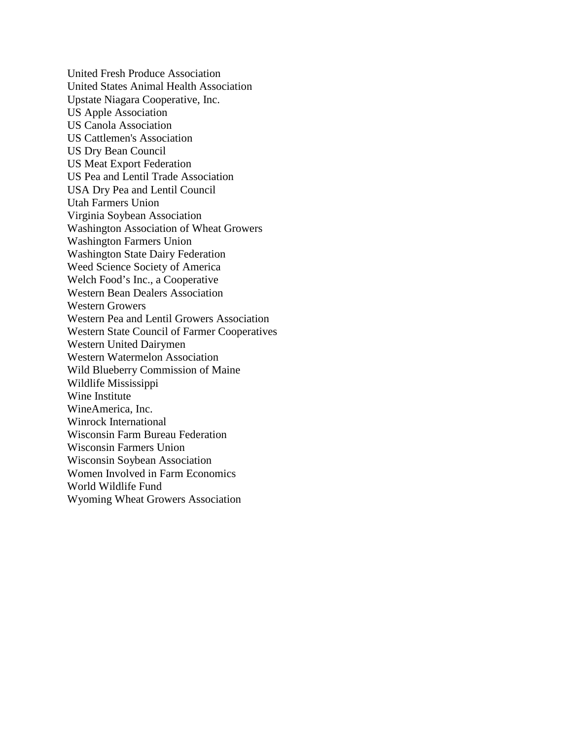United Fresh Produce Association
United States Animal Health Association
Upstate Niagara Cooperative, Inc.
US Apple Association
US Canola Association
US Cattlemen's Association
US Dry Bean Council
US Meat Export Federation
US Pea and Lentil Trade Association
USA Dry Pea and Lentil Council
Utah Farmers Union
Virginia Soybean Association
Washington Association of Wheat Growers
Washington Farmers Union
Washington State Dairy Federation
Weed Science Society of America
Welch Food's Inc., a Cooperative
Western Bean Dealers Association
Western Growers
Western Pea and Lentil Growers Association
Western State Council of Farmer Cooperatives
Western United Dairymen
Western Watermelon Association
Wild Blueberry Commission of Maine
Wildlife Mississippi
Wine Institute
WineAmerica, Inc.
Winrock International
Wisconsin Farm Bureau Federation
Wisconsin Farmers Union
Wisconsin Soybean Association
Women Involved in Farm Economics
World Wildlife Fund
Wyoming Wheat Growers Association